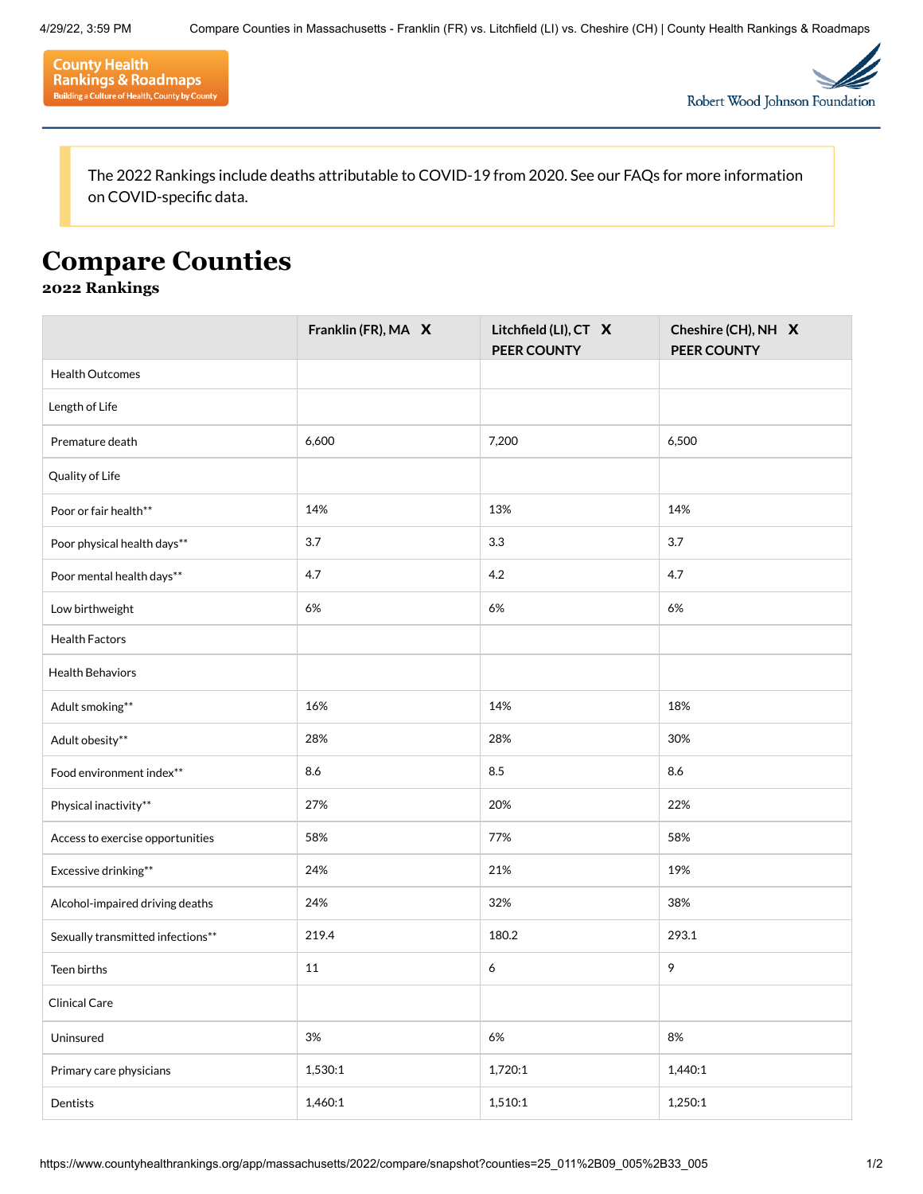The 2022 Rankings include deaths attributable to COVID-19 from 2020. See our FAQs for more information on COVID-specific data.

# Compare Counties

## 2022 Rankings

| | Franklin (FR), MA X | Litchfield (LI), CT X PEER COUNTY | Cheshire (CH), NH X PEER COUNTY |
|---|---|---|---|
| Health Outcomes | | | |
| Length of Life | | | |
| Premature death | 6,600 | 7,200 | 6,500 |
| Quality of Life | | | |
| Poor or fair health** | 14% | 13% | 14% |
| Poor physical health days** | 3.7 | 3.3 | 3.7 |
| Poor mental health days** | 4.7 | 4.2 | 4.7 |
| Low birthweight | 6% | 6% | 6% |
| Health Factors | | | |
| Health Behaviors | | | |
| Adult smoking** | 16% | 14% | 18% |
| Adult obesity** | 28% | 28% | 30% |
| Food environment index** | 8.6 | 8.5 | 8.6 |
| Physical inactivity** | 27% | 20% | 22% |
| Access to exercise opportunities | 58% | 77% | 58% |
| Excessive drinking** | 24% | 21% | 19% |
| Alcohol-impaired driving deaths | 24% | 32% | 38% |
| Sexually transmitted infections** | 219.4 | 180.2 | 293.1 |
| Teen births | 11 | 6 | 9 |
| Clinical Care | | | |
| Uninsured | 3% | 6% | 8% |
| Primary care physicians | 1,530:1 | 1,720:1 | 1,440:1 |
| Dentists | 1,460:1 | 1,510:1 | 1,250:1 |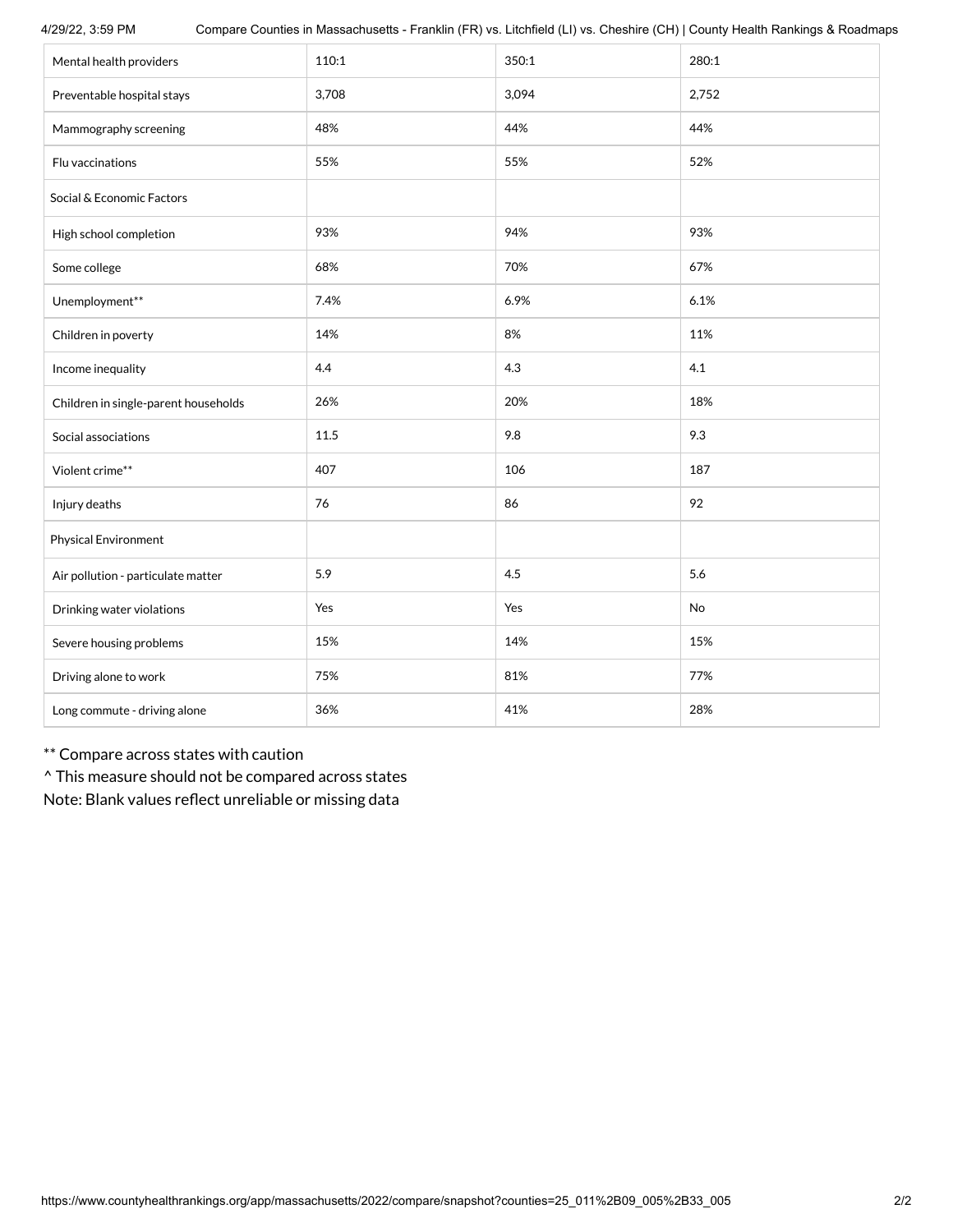| | | | |
|---|---|---|---|
| Mental health providers | 110:1 | 350:1 | 280:1 |
| Preventable hospital stays | 3,708 | 3,094 | 2,752 |
| Mammography screening | 48% | 44% | 44% |
| Flu vaccinations | 55% | 55% | 52% |
| Social & Economic Factors | | | |
| High school completion | 93% | 94% | 93% |
| Some college | 68% | 70% | 67% |
| Unemployment** | 7.4% | 6.9% | 6.1% |
| Children in poverty | 14% | 8% | 11% |
| Income inequality | 4.4 | 4.3 | 4.1 |
| Children in single-parent households | 26% | 20% | 18% |
| Social associations | 11.5 | 9.8 | 9.3 |
| Violent crime** | 407 | 106 | 187 |
| Injury deaths | 76 | 86 | 92 |
| Physical Environment | | | |
| Air pollution - particulate matter | 5.9 | 4.5 | 5.6 |
| Drinking water violations | Yes | Yes | No |
| Severe housing problems | 15% | 14% | 15% |
| Driving alone to work | 75% | 81% | 77% |
| Long commute - driving alone | 36% | 41% | 28% |

** Compare across states with caution

^ This measure should not be compared across states

Note: Blank values reflect unreliable or missing data